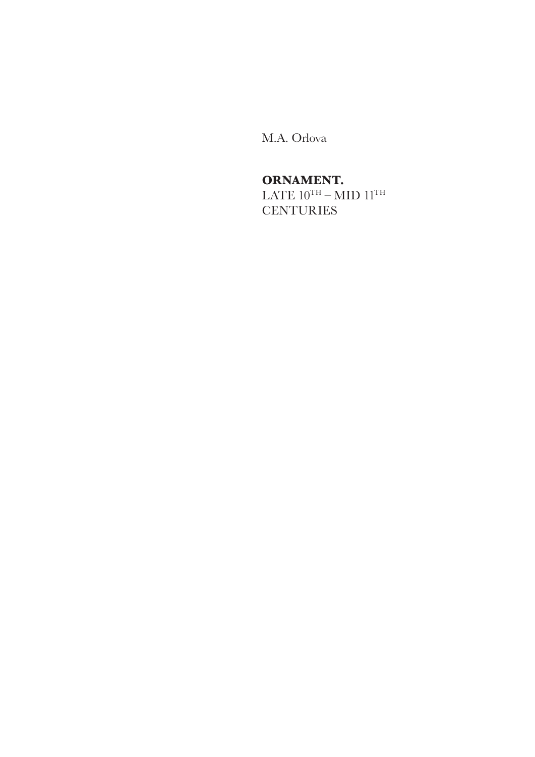M.A. Orlova

# ORNAMENT.

LATE 10$^{TH}$ – MID 11$^{TH}$ CENTURIES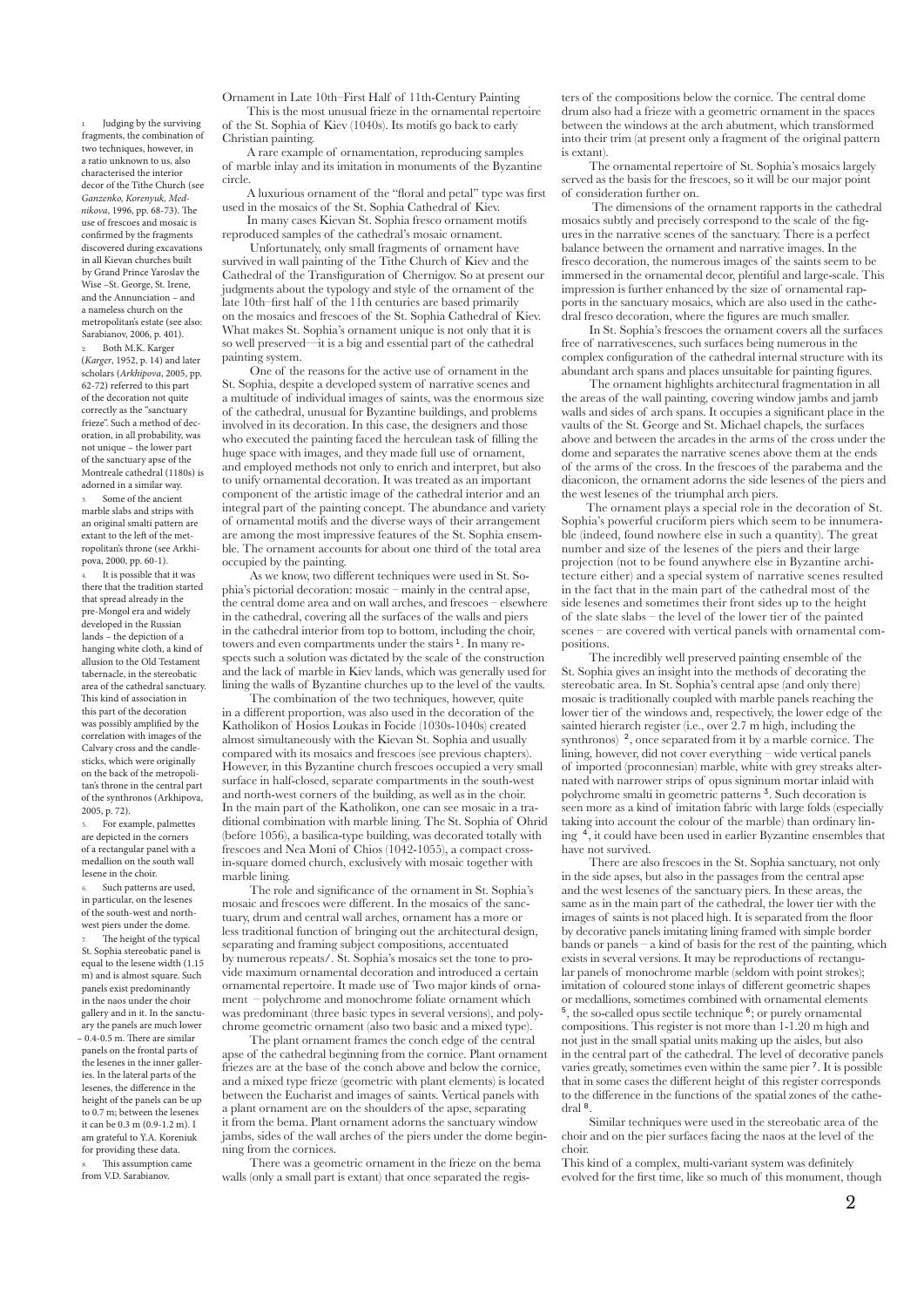Ornament in Late 10th–First Half of 11th-Century Painting

This is the most unusual frieze in the ornamental repertoire of the St. Sophia of Kiev (1040s). Its motifs go back to early Christian painting.

A rare example of ornamentation, reproducing samples of marble inlay and its imitation in monuments of the Byzantine circle.

A luxurious ornament of the "floral and petal" type was first used in the mosaics of the St. Sophia Cathedral of Kiev.

In many cases Kievan St. Sophia fresco ornament motifs reproduced samples of the cathedral's mosaic ornament.

Unfortunately, only small fragments of ornament have survived in wall painting of the Tithe Church of Kiev and the Cathedral of the Transfiguration of Chernigov. So at present our judgments about the typology and style of the ornament of the late 10th–first half of the 11th centuries are based primarily on the mosaics and frescoes of the St. Sophia Cathedral of Kiev. What makes St. Sophia's ornament unique is not only that it is so well preserved—it is a big and essential part of the cathedral painting system.

One of the reasons for the active use of ornament in the St. Sophia, despite a developed system of narrative scenes and a multitude of individual images of saints, was the enormous size of the cathedral, unusual for Byzantine buildings, and problems involved in its decoration. In this case, the designers and those who executed the painting faced the herculean task of filling the huge space with images, and they made full use of ornament, and employed methods not only to enrich and interpret, but also to unify ornamental decoration. It was treated as an important component of the artistic image of the cathedral interior and an integral part of the painting concept. The abundance and variety of ornamental motifs and the diverse ways of their arrangement are among the most impressive features of the St. Sophia ensemble. The ornament accounts for about one third of the total area occupied by the painting.

As we know, two different techniques were used in St. Sophia's pictorial decoration: mosaic – mainly in the central apse, the central dome area and on wall arches, and frescoes – elsewhere in the cathedral, covering all the surfaces of the walls and piers in the cathedral interior from top to bottom, including the choir, towers and even compartments under the stairs [1]. In many respects such a solution was dictated by the scale of the construction and the lack of marble in Kiev lands, which was generally used for lining the walls of Byzantine churches up to the level of the vaults.

The combination of the two techniques, however, quite in a different proportion, was also used in the decoration of the Katholikon of Hosios Loukas in Focide (1030s-1040s) created almost simultaneously with the Kievan St. Sophia and usually compared with its mosaics and frescoes (see previous chapters). However, in this Byzantine church frescoes occupied a very small surface in half-closed, separate compartments in the south-west and north-west corners of the building, as well as in the choir. In the main part of the Katholikon, one can see mosaic in a traditional combination with marble lining. The St. Sophia of Ohrid (before 1056), a basilica-type building, was decorated totally with frescoes and Nea Moni of Chios (1042-1055), a compact cross-in-square domed church, exclusively with mosaic together with marble lining.

The role and significance of the ornament in St. Sophia's mosaic and frescoes were different. In the mosaics of the sanctuary, drum and central wall arches, ornament has a more or less traditional function of bringing out the architectural design, separating and framing subject compositions, accentuated by numerous repeats/. St. Sophia's mosaics set the tone to provide maximum ornamental decoration and introduced a certain ornamental repertoire. It made use of two major kinds of ornament – polychrome and monochrome foliate ornament which was predominant (three basic types in several versions), and polychrome geometric ornament (also two basic and a mixed type).

The plant ornament frames the conch edge of the central apse of the cathedral beginning from the cornice. Plant ornament friezes are at the base of the conch above and below the cornice, and a mixed type frieze (geometric with plant elements) is located between the Eucharist and images of saints. Vertical panels with a plant ornament are on the shoulders of the apse, separating it from the bema. Plant ornament adorns the sanctuary window jambs, sides of the wall arches of the piers under the dome beginning from the cornices.

There was a geometric ornament in the frieze on the bema walls (only a small part is extant) that once separated the registers of the compositions below the cornice. The central dome drum also had a frieze with a geometric ornament in the spaces between the windows at the arch abutment, which transformed into their trim (at present only a fragment of the original pattern is extant).

The ornamental repertoire of St. Sophia's mosaics largely served as the basis for the frescoes, so it will be our major point of consideration further on.

The dimensions of the ornament rapports in the cathedral mosaics subtly and precisely correspond to the scale of the figures in the narrative scenes of the sanctuary. There is a perfect balance between the ornament and narrative images. In the fresco decoration, the numerous images of the saints seem to be immersed in the ornamental decor, plentiful and large-scale. This impression is further enhanced by the size of ornamental rapports in the sanctuary mosaics, which are also used in the cathedral fresco decoration, where the figures are much smaller.

In St. Sophia's frescoes the ornament covers all the surfaces free of narrativescenes, such surfaces being numerous in the complex configuration of the cathedral internal structure with its abundant arch spans and places unsuitable for painting figures.

The ornament highlights architectural fragmentation in all the areas of the wall painting, covering window jambs and jamb walls and sides of arch spans. It occupies a significant place in the vaults of the St. George and St. Michael chapels, the surfaces above and between the arcades in the arms of the cross under the dome and separates the narrative scenes above them at the ends of the arms of the cross. In the frescoes of the parabema and the diaconicon, the ornament adorns the side lesenes of the piers and the west lesenes of the triumphal arch piers.

The ornament plays a special role in the decoration of St. Sophia's powerful cruciform piers which seem to be innumerable (indeed, found nowhere else in such a quantity). The great number and size of the lesenes of the piers and their large projection (not to be found anywhere else in Byzantine architecture either) and a special system of narrative scenes resulted in the fact that in the main part of the cathedral most of the side lesenes and sometimes their front sides up to the height of the slate slabs – the level of the lower tier of the painted scenes – are covered with vertical panels with ornamental compositions.

The incredibly well preserved painting ensemble of the St. Sophia gives an insight into the methods of decorating the stereobatic area. In St. Sophia's central apse (and only there) mosaic is traditionally coupled with marble panels reaching the lower tier of the windows and, respectively, the lower edge of the sainted hierarch register (i.e., over 2.7 m high, including the synthronos) [2], once separated from it by a marble cornice. The lining, however, did not cover everything – wide vertical panels of imported (proconnesian) marble, white with grey streaks alternated with narrower strips of opus signinum mortar inlaid with polychrome smalti in geometric patterns [3]. Such decoration is seen more as a kind of imitation fabric with large folds (especially taking into account the colour of the marble) than ordinary lining [4], it could have been used in earlier Byzantine ensembles that have not survived.

There are also frescoes in the St. Sophia sanctuary, not only in the side apses, but also in the passages from the central apse and the west lesenes of the sanctuary piers. In these areas, the same as in the main part of the cathedral, the lower tier with the images of saints is not placed high. It is separated from the floor by decorative panels imitating lining framed with simple border bands or panels – a kind of basis for the rest of the painting, which exists in several versions. It may be reproductions of rectangular panels of monochrome marble (seldom with point strokes); imitation of coloured stone inlays of different geometric shapes or medallions, sometimes combined with ornamental elements [5], the so-called opus sectile technique [6]; or purely ornamental compositions. This register is not more than 1-1.20 m high and not just in the small spatial units making up the aisles, but also in the central part of the cathedral. The level of decorative panels varies greatly, sometimes even within the same pier [7]. It is possible that in some cases the different height of this register corresponds to the difference in the functions of the spatial zones of the cathedral [8].

Similar techniques were used in the stereobatic area of the choir and on the pier surfaces facing the naos at the level of the choir.

This kind of a complex, multi-variant system was definitely evolved for the first time, like so much of this monument, though

---

1. Judging by the surviving fragments, the combination of two techniques, however, in a ratio unknown to us, also characterised the interior decor of the Tithe Church (see *Ganzenko, Korenyuk, Mednikova*, 1996, pp. 68-73). The use of frescoes and mosaic is confirmed by the fragments discovered during excavations in all Kievan churches built by Grand Prince Yaroslav the Wise –St. George, St. Irene, and the Annunciation – and a nameless church on the metropolitan's estate (see also: Sarabianov, 2006, p. 401).
2. Both M.K. Karger (*Karger*, 1952, p. 14) and later scholars (*Arkhipova*, 2005, pp. 62-72) referred to this part of the decoration not quite correctly as the "sanctuary frieze". Such a method of decoration, in all probability, was not unique – the lower part of the sanctuary apse of the Montreale cathedral (1180s) is adorned in a similar way.
3. Some of the ancient marble slabs and strips with an original smalti pattern are extant to the left of the metropolitan's throne (see Arkhipova, 2000, pp. 60-1).
4. It is possible that it was there that the tradition started that spread already in the pre-Mongol era and widely developed in the Russian lands – the depiction of a hanging white cloth, a kind of allusion to the Old Testament tabernacle, in the stereobatic area of the cathedral sanctuary. This kind of association in this part of the decoration was possibly amplified by the correlation with images of the Calvary cross and the candlesticks, which were originally on the back of the metropolitan's throne in the central part of the synthronos (Arkhipova, 2005, p. 72).
5. For example, palmettes are depicted in the corners of a rectangular panel with a medallion on the south wall lesene in the choir.
6. Such patterns are used, in particular, on the lesenes of the south-west and north-west piers under the dome.
7. The height of the typical St. Sophia stereobatic panel is equal to the lesene width (1.15 m) and is almost square. Such panels exist predominantly in the naos under the choir gallery and in it. In the sanctuary the panels are much lower – 0.4-0.5 m. There are similar panels on the frontal parts of the lesenes in the inner galleries. In the lateral parts of the lesenes, the difference in the height of the panels can be up to 0.7 m; between the lesenes it can be 0.3 m (0.9-1.2 m). I am grateful to Y.A. Koreniuk for providing these data.
8. This assumption came from V.D. Sarabianov.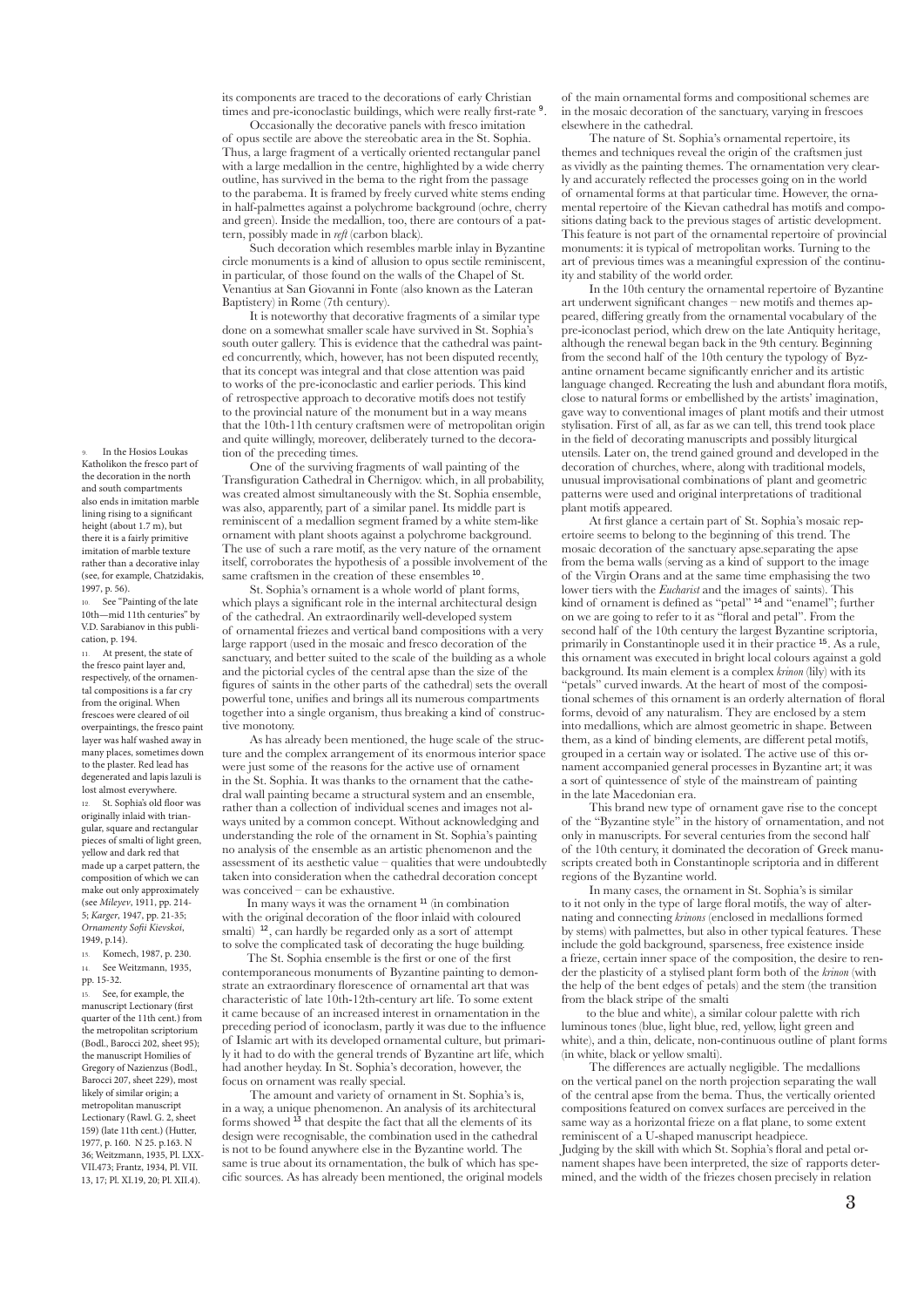its components are traced to the decorations of early Christian times and pre-iconoclastic buildings, which were really first-rate [9].

Occasionally the decorative panels with fresco imitation of opus sectile are above the stereobatic area in the St. Sophia. Thus, a large fragment of a vertically oriented rectangular panel with a large medallion in the centre, highlighted by a wide cherry outline, has survived in the bema to the right from the passage to the parabema. It is framed by freely curved white stems ending in half-palmettes against a polychrome background (ochre, cherry and green). Inside the medallion, too, there are contours of a pattern, possibly made in *reft* (carbon black).

Such decoration which resembles marble inlay in Byzantine circle monuments is a kind of allusion to opus sectile reminiscent, in particular, of those found on the walls of the Chapel of St. Venantius at San Giovanni in Fonte (also known as the Lateran Baptistery) in Rome (7th century).

It is noteworthy that decorative fragments of a similar type done on a somewhat smaller scale have survived in St. Sophia's south outer gallery. This is evidence that the cathedral was painted concurrently, which, however, has not been disputed recently, that its concept was integral and that close attention was paid to works of the pre-iconoclastic and earlier periods. This kind of retrospective approach to decorative motifs does not testify to the provincial nature of the monument but in a way means that the 10th-11th century craftsmen were of metropolitan origin and quite willingly, moreover, deliberately turned to the decoration of the preceding times.

One of the surviving fragments of wall painting of the Transfiguration Cathedral in Chernigov. which, in all probability, was created almost simultaneously with the St. Sophia ensemble, was also, apparently, part of a similar panel. Its middle part is reminiscent of a medallion segment framed by a white stem-like ornament with plant shoots against a polychrome background. The use of such a rare motif, as the very nature of the ornament itself, corroborates the hypothesis of a possible involvement of the same craftsmen in the creation of these ensembles [10].

St. Sophia's ornament is a whole world of plant forms, which plays a significant role in the internal architectural design of the cathedral. An extraordinarily well-developed system of ornamental friezes and vertical band compositions with a very large rapport (used in the mosaic and fresco decoration of the sanctuary, and better suited to the scale of the building as a whole and the pictorial cycles of the central apse than the size of the figures of saints in the other parts of the cathedral) sets the overall powerful tone, unifies and brings all its numerous compartments together into a single organism, thus breaking a kind of constructive monotony.

As has already been mentioned, the huge scale of the structure and the complex arrangement of its enormous interior space were just some of the reasons for the active use of ornament in the St. Sophia. It was thanks to the ornament that the cathedral wall painting became a structural system and an ensemble, rather than a collection of individual scenes and images not always united by a common concept. Without acknowledging and understanding the role of the ornament in St. Sophia's painting no analysis of the ensemble as an artistic phenomenon and the assessment of its aesthetic value – qualities that were undoubtedly taken into consideration when the cathedral decoration concept was conceived – can be exhaustive.

In many ways it was the ornament [11] (in combination with the original decoration of the floor inlaid with coloured smalti) [12], can hardly be regarded only as a sort of attempt to solve the complicated task of decorating the huge building.

The St. Sophia ensemble is the first or one of the first contemporaneous monuments of Byzantine painting to demonstrate an extraordinary florescence of ornamental art that was characteristic of late 10th-12th-century art life. To some extent it came because of an increased interest in ornamentation in the preceding period of iconoclasm, partly it was due to the influence of Islamic art with its developed ornamental culture, but primarily it had to do with the general trends of Byzantine art life, which had another heyday. In St. Sophia's decoration, however, the focus on ornament was really special.

The amount and variety of ornament in St. Sophia's is, in a way, a unique phenomenon. An analysis of its architectural forms showed [13] that despite the fact that all the elements of its design were recognisable, the combination used in the cathedral is not to be found anywhere else in the Byzantine world. The same is true about its ornamentation, the bulk of which has specific sources. As has already been mentioned, the original models of the main ornamental forms and compositional schemes are in the mosaic decoration of the sanctuary, varying in frescoes elsewhere in the cathedral.

The nature of St. Sophia's ornamental repertoire, its themes and techniques reveal the origin of the craftsmen just as vividly as the painting themes. The ornamentation very clearly and accurately reflected the processes going on in the world of ornamental forms at that particular time. However, the ornamental repertoire of the Kievan cathedral has motifs and compositions dating back to the previous stages of artistic development. This feature is not part of the ornamental repertoire of provincial monuments: it is typical of metropolitan works. Turning to the art of previous times was a meaningful expression of the continuity and stability of the world order.

In the 10th century the ornamental repertoire of Byzantine art underwent significant changes – new motifs and themes appeared, differing greatly from the ornamental vocabulary of the pre-iconoclast period, which drew on the late Antiquity heritage, although the renewal began back in the 9th century. Beginning from the second half of the 10th century the typology of Byzantine ornament became significantly enricher and its artistic language changed. Recreating the lush and abundant flora motifs, close to natural forms or embellished by the artists' imagination, gave way to conventional images of plant motifs and their utmost stylisation. First of all, as far as we can tell, this trend took place in the field of decorating manuscripts and possibly liturgical utensils. Later on, the trend gained ground and developed in the decoration of churches, where, along with traditional models, unusual improvisational combinations of plant and geometric patterns were used and original interpretations of traditional plant motifs appeared.

At first glance a certain part of St. Sophia's mosaic repertoire seems to belong to the beginning of this trend. The mosaic decoration of the sanctuary apse.separating the apse from the bema walls (serving as a kind of support to the image of the Virgin Orans and at the same time emphasising the two lower tiers with the *Eucharist* and the images of saints). This kind of ornament is defined as "petal" [14] and "enamel"; further on we are going to refer to it as "floral and petal". From the second half of the 10th century the largest Byzantine scriptoria, primarily in Constantinople used it in their practice [15]. As a rule, this ornament was executed in bright local colours against a gold background. Its main element is a complex *krinon* (lily) with its "petals" curved inwards. At the heart of most of the compositional schemes of this ornament is an orderly alternation of floral forms, devoid of any naturalism. They are enclosed by a stem into medallions, which are almost geometric in shape. Between them, as a kind of binding elements, are different petal motifs, grouped in a certain way or isolated. The active use of this ornament accompanied general processes in Byzantine art; it was a sort of quintessence of style of the mainstream of painting in the late Macedonian era.

This brand new type of ornament gave rise to the concept of the "Byzantine style" in the history of ornamentation, and not only in manuscripts. For several centuries from the second half of the 10th century, it dominated the decoration of Greek manuscripts created both in Constantinople scriptoria and in different regions of the Byzantine world.

In many cases, the ornament in St. Sophia's is similar to it not only in the type of large floral motifs, the way of alternating and connecting *krinons* (enclosed in medallions formed by stems) with palmettes, but also in other typical features. These include the gold background, sparseness, free existence inside a frieze, certain inner space of the composition, the desire to render the plasticity of a stylised plant form both of the *krinon* (with the help of the bent edges of petals) and the stem (the transition from the black stripe of the smalti to the blue and white), a similar colour palette with rich luminous tones (blue, light blue, red, yellow, light green and white), and a thin, delicate, non-continuous outline of plant forms (in white, black or yellow smalti).

The differences are actually negligible. The medallions on the vertical panel on the north projection separating the wall of the central apse from the bema. Thus, the vertically oriented compositions featured on convex surfaces are perceived in the same way as a horizontal frieze on a flat plane, to some extent reminiscent of a U-shaped manuscript headpiece.

Judging by the skill with which St. Sophia's floral and petal ornament shapes have been interpreted, the size of rapports determined, and the width of the friezes chosen precisely in relation

---

9. In the Hosios Loukas Katholikon the fresco part of the decoration in the north and south compartments also ends in imitation marble lining rising to a significant height (about 1.7 m), but there it is a fairly primitive imitation of marble texture rather than a decorative inlay (see, for example, Chatzidakis, 1997, p. 56).

10. See "Painting of the late 10th—mid 11th centuries" by V.D. Sarabianov in this publication, p. 194.

11. At present, the state of the fresco paint layer and, respectively, of the ornamental compositions is a far cry from the original. When frescoes were cleared of oil overpaintings, the fresco paint layer was half washed away in many places, sometimes down to the plaster. Red lead has degenerated and lapis lazuli is lost almost everywhere.

12. St. Sophia's old floor was originally inlaid with triangular, square and rectangular pieces of smalti of light green, yellow and dark red that made up a carpet pattern, the composition of which we can make out only approximately (see *Mileyev*, 1911, pp. 214-5; *Karger*, 1947, pp. 21-35; *Ornamenty Sofii Kievskoi*, 1949, p.14).

13. Komech, 1987, p. 230.

14. See Weitzmann, 1935, pp. 15-32.

15. See, for example, the manuscript Lectionary (first quarter of the 11th cent.) from the metropolitan scriptorium (Bodl., Barocci 202, sheet 95); the manuscript Homilies of Gregory of Nazienzus (Bodl., Barocci 207, sheet 229), most likely of similar origin; a metropolitan manuscript Lectionary (Rawl. G. 2, sheet 159) (late 11th cent.) (Hutter, 1977, p. 160. N 25. p.163. N 36; Weitzmann, 1935, Pl. LXXVII.473; Frantz, 1934, Pl. VII. 13, 17; Pl. XI.19, 20; Pl. XII.4).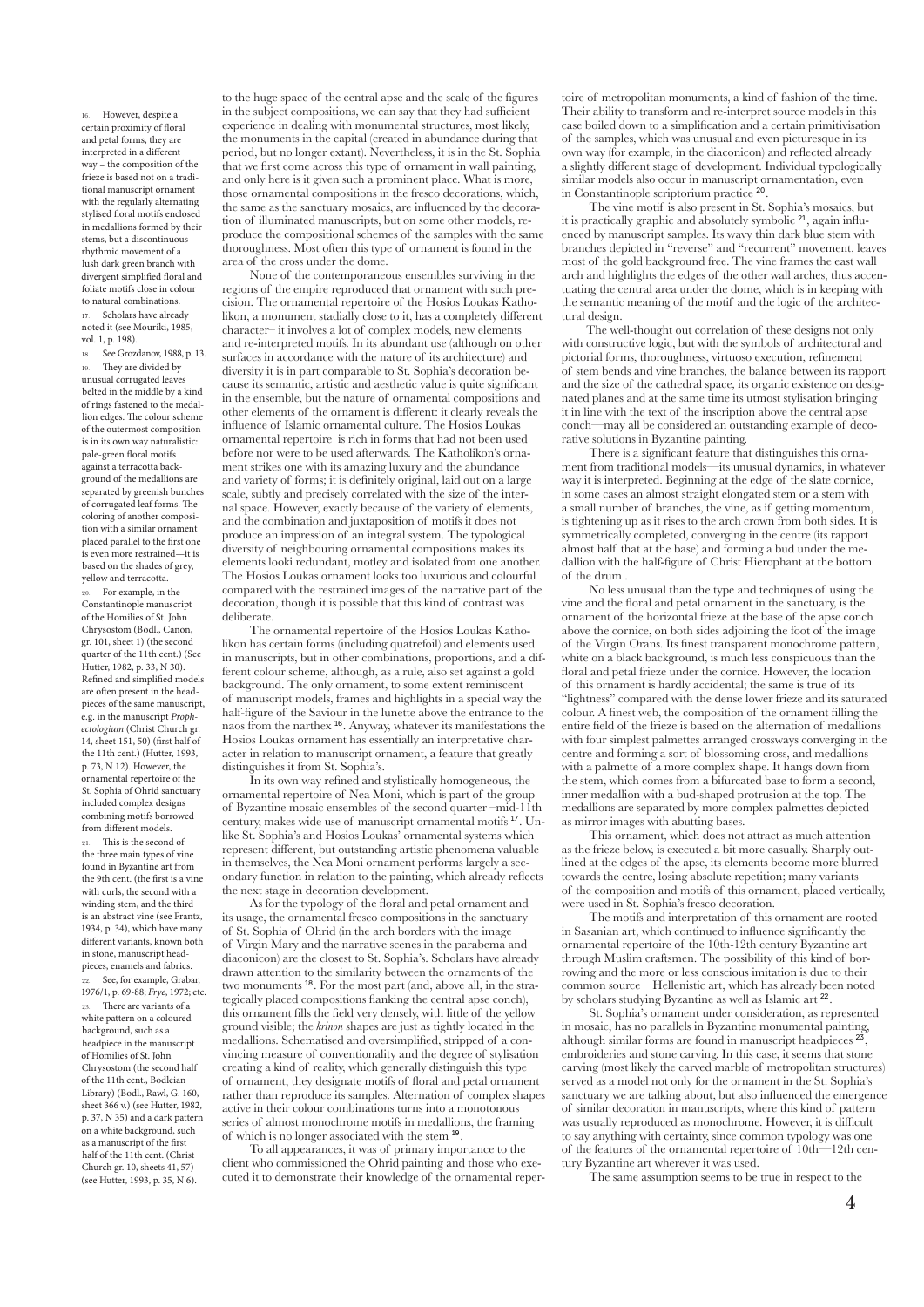to the huge space of the central apse and the scale of the figures in the subject compositions, we can say that they had sufficient experience in dealing with monumental structures, most likely, the monuments in the capital (created in abundance during that period, but no longer extant). Nevertheless, it is in the St. Sophia that we first come across this type of ornament in wall painting, and only here is it given such a prominent place. What is more, those ornamental compositions in the fresco decorations, which, the same as the sanctuary mosaics, are influenced by the decoration of illuminated manuscripts, but on some other models, reproduce the compositional schemes of the samples with the same thoroughness. Most often this type of ornament is found in the area of the cross under the dome.

None of the contemporaneous ensembles surviving in the regions of the empire reproduced that ornament with such precision. The ornamental repertoire of the Hosios Loukas Katholikon, a monument stadially close to it, has a completely different character– it involves a lot of complex models, new elements and re-interpreted motifs. In its abundant use (although on other surfaces in accordance with the nature of its architecture) and diversity it is in part comparable to St. Sophia's decoration because its semantic, artistic and aesthetic value is quite significant in the ensemble, but the nature of ornamental compositions and other elements of the ornament is different: it clearly reveals the influence of Islamic ornamental culture. The Hosios Loukas ornamental repertoire is rich in forms that had not been used before nor were to be used afterwards. The Katholikon's ornament strikes one with its amazing luxury and the abundance and variety of forms; it is definitely original, laid out on a large scale, subtly and precisely correlated with the size of the internal space. However, exactly because of the variety of elements, and the combination and juxtaposition of motifs it does not produce an impression of an integral system. The typological diversity of neighbouring ornamental compositions makes its elements looki redundant, motley and isolated from one another. The Hosios Loukas ornament looks too luxurious and colourful compared with the restrained images of the narrative part of the decoration, though it is possible that this kind of contrast was deliberate.

The ornamental repertoire of the Hosios Loukas Katholikon has certain forms (including quatrefoil) and elements used in manuscripts, but in other combinations, proportions, and a different colour scheme, although, as a rule, also set against a gold background. The only ornament, to some extent reminiscent of manuscript models, frames and highlights in a special way the half-figure of the Saviour in the lunette above the entrance to the naos from the narthex [16]. Anyway, whatever its manifestations the Hosios Loukas ornament has essentially an interpretative character in relation to manuscript ornament, a feature that greatly distinguishes it from St. Sophia's.

In its own way refined and stylistically homogeneous, the ornamental repertoire of Nea Moni, which is part of the group of Byzantine mosaic ensembles of the second quarter –mid-11th century, makes wide use of manuscript ornamental motifs [17]. Unlike St. Sophia's and Hosios Loukas' ornamental systems which represent different, but outstanding artistic phenomena valuable in themselves, the Nea Moni ornament performs largely a secondary function in relation to the painting, which already reflects the next stage in decoration development.

As for the typology of the floral and petal ornament and its usage, the ornamental fresco compositions in the sanctuary of St. Sophia of Ohrid (in the arch borders with the image of Virgin Mary and the narrative scenes in the parabema and diaconicon) are the closest to St. Sophia's. Scholars have already drawn attention to the similarity between the ornaments of the two monuments [18]. For the most part (and, above all, in the strategically placed compositions flanking the central apse conch), this ornament fills the field very densely, with little of the yellow ground visible; the *krinon* shapes are just as tightly located in the medallions. Schematised and oversimplified, stripped of a convincing measure of conventionality and the degree of stylisation creating a kind of reality, which generally distinguish this type of ornament, they designate motifs of floral and petal ornament rather than reproduce its samples. Alternation of complex shapes active in their colour combinations turns into a monotonous series of almost monochrome motifs in medallions, the framing of which is no longer associated with the stem [19].

To all appearances, it was of primary importance to the client who commissioned the Ohrid painting and those who executed it to demonstrate their knowledge of the ornamental repertoire of metropolitan monuments, a kind of fashion of the time. Their ability to transform and re-interpret source models in this case boiled down to a simplification and a certain primitivisation of the samples, which was unusual and even picturesque in its own way (for example, in the diaconicon) and reflected already a slightly different stage of development. Individual typologically similar models also occur in manuscript ornamentation, even in Constantinople scriptorium practice [20].

The vine motif is also present in St. Sophia's mosaics, but it is practically graphic and absolutely symbolic [21], again influenced by manuscript samples. Its wavy thin dark blue stem with branches depicted in "reverse" and "recurrent" movement, leaves most of the gold background free. The vine frames the east wall arch and highlights the edges of the other wall arches, thus accentuating the central area under the dome, which is in keeping with the semantic meaning of the motif and the logic of the architectural design.

The well-thought out correlation of these designs not only with constructive logic, but with the symbols of architectural and pictorial forms, thoroughness, virtuoso execution, refinement of stem bends and vine branches, the balance between its rapport and the size of the cathedral space, its organic existence on designated planes and at the same time its utmost stylisation bringing it in line with the text of the inscription above the central apse conch—may all be considered an outstanding example of decorative solutions in Byzantine painting.

There is a significant feature that distinguishes this ornament from traditional models—its unusual dynamics, in whatever way it is interpreted. Beginning at the edge of the slate cornice, in some cases an almost straight elongated stem or a stem with a small number of branches, the vine, as if getting momentum, is tightening up as it rises to the arch crown from both sides. It is symmetrically completed, converging in the centre (its rapport almost half that at the base) and forming a bud under the medallion with the half-figure of Christ Hierophant at the bottom of the drum .

No less unusual than the type and techniques of using the vine and the floral and petal ornament in the sanctuary, is the ornament of the horizontal frieze at the base of the apse conch above the cornice, on both sides adjoining the foot of the image of the Virgin Orans. Its finest transparent monochrome pattern, white on a black background, is much less conspicuous than the floral and petal frieze under the cornice. However, the location of this ornament is hardly accidental; the same is true of its "lightness" compared with the dense lower frieze and its saturated colour. A finest web, the composition of the ornament filling the entire field of the frieze is based on the alternation of medallions with four simplest palmettes arranged crossways converging in the centre and forming a sort of blossoming cross, and medallions with a palmette of a more complex shape. It hangs down from the stem, which comes from a bifurcated base to form a second, inner medallion with a bud-shaped protrusion at the top. The medallions are separated by more complex palmettes depicted as mirror images with abutting bases.

This ornament, which does not attract as much attention as the frieze below, is executed a bit more casually. Sharply outlined at the edges of the apse, its elements become more blurred towards the centre, losing absolute repetition; many variants of the composition and motifs of this ornament, placed vertically, were used in St. Sophia's fresco decoration.

The motifs and interpretation of this ornament are rooted in Sasanian art, which continued to influence significantly the ornamental repertoire of the 10th-12th century Byzantine art through Muslim craftsmen. The possibility of this kind of borrowing and the more or less conscious imitation is due to their common source – Hellenistic art, which has already been noted by scholars studying Byzantine as well as Islamic art [22].

St. Sophia's ornament under consideration, as represented in mosaic, has no parallels in Byzantine monumental painting, although similar forms are found in manuscript headpieces [23], embroideries and stone carving. In this case, it seems that stone carving (most likely the carved marble of metropolitan structures) served as a model not only for the ornament in the St. Sophia's sanctuary we are talking about, but also influenced the emergence of similar decoration in manuscripts, where this kind of pattern was usually reproduced as monochrome. However, it is difficult to say anything with certainty, since common typology was one of the features of the ornamental repertoire of 10th—12th century Byzantine art wherever it was used.

The same assumption seems to be true in respect to the

---

16. However, despite a certain proximity of floral and petal forms, they are interpreted in a different way – the composition of the frieze is based not on a traditional manuscript ornament with the regularly alternating stylised floral motifs enclosed in medallions formed by their stems, but a discontinuous rhythmic movement of a lush dark green branch with divergent simplified floral and foliate motifs close in colour to natural combinations.

17. Scholars have already noted it (see Mouriki, 1985, vol. 1, p. 198).

18. See Grozdanov, 1988, p. 13.

19. They are divided by unusual corrugated leaves belted in the middle by a kind of rings fastened to the medallion edges. The colour scheme of the outermost composition is in its own way naturalistic: pale-green floral motifs against a terracotta background of the medallions are separated by greenish bunches of corrugated leaf forms. The coloring of another composition with a similar ornament placed parallel to the first one is even more restrained—it is based on the shades of grey, yellow and terracotta.

20. For example, in the Constantinople manuscript of the Homilies of St. John Chrysostom (Bodl., Canon, gr. 101, sheet 1) (the second quarter of the 11th cent.) (See Hutter, 1982, p. 33, N 30). Refined and simplified models are often present in the headpieces of the same manuscript, e.g. in the manuscript *Prophectologium* (Christ Church gr. 14, sheet 151, 50) (first half of the 11th cent.) (Hutter, 1993, p. 73, N 12). However, the ornamental repertoire of the St. Sophia of Ohrid sanctuary included complex designs combining motifs borrowed from different models.

21. This is the second of the three main types of vine found in Byzantine art from the 9th cent. (the first is a vine with curls, the second with a winding stem, and the third is an abstract vine (see Frantz, 1934, p. 34), which have many different variants, known both in stone, manuscript headpieces, enamels and fabrics.

22. See, for example, Grabar, 1976/1, p. 69-88; *Frye*, 1972; etc.

23. There are variants of a white pattern on a coloured background, such as a headpiece in the manuscript of Homilies of St. John Chrysostom (the second half of the 11th cent., Bodleian Library) (Bodl., Rawl, G. 160, sheet 366 v.) (see Hutter, 1982, p. 37, N 35) and a dark pattern on a white background, such as a manuscript of the first half of the 11th cent. (Christ Church gr. 10, sheets 41, 57) (see Hutter, 1993, p. 35, N 6).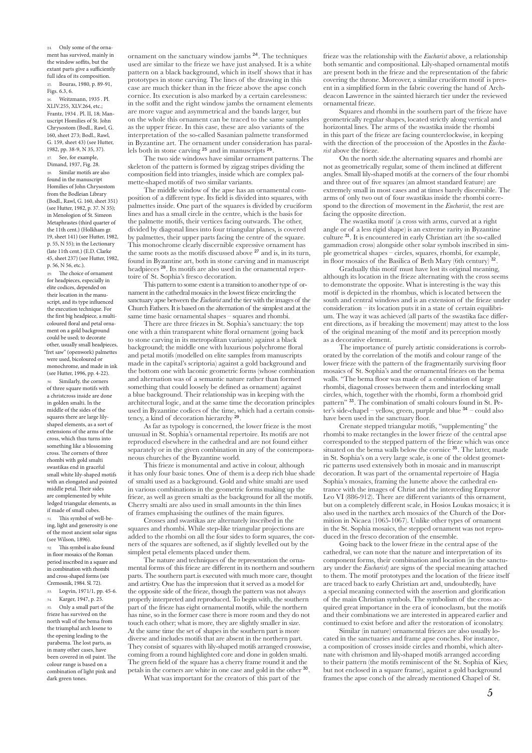ornament on the sanctuary window jambs [24]. The techniques used are similar to the frieze we have just analysed. It is a white pattern on a black background, which in itself shows that it has prototypes in stone carving. The lines of the drawing in this case are much thicker than in the frieze above the apse conch cornice. Its execution is also marked by a certain carelessness: in the soffit and the right window jambs the ornament elements are more vague and asymmetrical and the bands larger, but on the whole this ornament can be traced to the same samples as the upper frieze. In this case, these are also variants of the interpretation of the so-called Sasanian palmette transformed in Byzantine art. The ornament under consideration has parallels both in stone carving [25] and in manuscripts [26].

The two side windows have similar ornament patterns. The skeleton of the pattern is formed by zigzag stripes dividing the composition field into triangles, inside which are complex palmette-shaped motifs of two similar variants.

The middle window of the apse has an ornamental composition of a different type. Its field is divided into squares, with palmettes inside. One part of the squares is divided by cruciform lines and has a small circle in the centre, which is the basis for the palmette motifs, their vertices facing outwards. The other, divided by diagonal lines into four triangular planes, is covered by palmettes, their upper parts facing the centre of the square. This monochrome clearly discernible expressive ornament has the same roots as the motifs discussed above [27] and is, in its turn, found in Byzantine art, both in stone carving and in manuscript headpieces [28]. Its motifs are also used in the ornamental repertoire of St. Sophia's fresco decoration.

This pattern to some extent is a transition to another type of ornament in the cathedral mosaics in the lowest frieze encircling the sanctuary apse between the *Eucharist* and the tier with the images of the Church Fathers. It is based on the alternation of the simplest and at the same time basic ornamental shapes – squares and rhombi.

There are three friezes in St. Sophia's sanctuary: the top one with a thin transparent white floral ornament (going back to stone carving in its metropolitan variants) against a black background; the middle one with luxurious polychrome floral and petal motifs (modelled on elite samples from manuscripts made in the capital's scriptoria) against a gold background and the bottom one with laconic geometric forms (whose combination and alternation was of a semantic nature rather than formed something that could loosely be defined as ornament) against a blue background. Their relationship was in keeping with the architectural logic, and at the same time the decoration principles used in Byzantine codices of the time, which had a certain consistency, a kind of decoration hierarchy [29].

As far as typology is concerned, the lower frieze is the most unusual in St. Sophia's ornamental repertoire. Its motifs are not reproduced elsewhere in the cathedral and are not found either separately or in the given combination in any of the contemporaneous churches of the Byzantine world.

This frieze is monumental and active in colour, although it has only four basic tones. One of them is a deep rich blue shade of smalti used as a background. Gold and white smalti are used in various combinations in the geometric forms making up the frieze, as well as green smalti as the background for all the motifs. Cherry smalti are also used in small amounts in the thin lines of frames emphasising the outlines of the main figures.

Crosses and swastikas are alternately inscribed in the squares and rhombi. While step-like triangular projections are added to the rhombi on all the four sides to form squares, the corners of the squares are softened, as if slightly levelled out by the simplest petal elements placed under them.

The nature and techniques of the representation the ornamental forms of this frieze are different in its northern and southern parts. The southern part.is executed with much more care, thought and artistry. One has the impression that it served as a model for the opposite side of the frieze, though the pattern was not always properly interpreted and reproduced. To begin with, the southern part of the frieze has eight ornamental motifs, while the northern has nine, so in the former case there is more room and they do not touch each other; what is more, they are slightly smaller in size. At the same time the set of shapes in the southern part is more diverse and includes motifs that are absent in the northern part. They consist of squares with lily-shaped motifs arranged crosswise, coming from a round highlighted core and done in golden smalti. The green field of the square has a cherry frame round it and the petals in the corners are white in one case and gold in the other [30].

What was important for the creators of this part of the frieze was the relationship with the *Eucharist* above, a relationship both semantic and compositional. Lily-shaped ornamental motifs are present both in the frieze and the representation of the fabric covering the throne. Moreover, a similar cruciform motif is present in a simplified form in the fabric covering the hand of Archdeacon Lawrence in the sainted hierarch tier under the reviewed ornamental frieze.

Squares and rhombi in the southern part of the frieze have geometrically regular shapes, located strictly along vertical and horizontal lines. The arms of the swastika inside the rhombi in this part of the frieze are facing counterclockwise, in keeping with the direction of the procession of the Apostles in the *Eucharist* above the frieze.

On the north side.the alternating squares and rhombi are not as geometrically regular, some of them inclined at different angles. Small lily-shaped motifs at the corners of the four rhombi and three out of five squares (an almost standard feature) are extremely small in most cases and at times barely discernible. The arms of only two out of four swastikas inside the rhombi correspond to the direction of movement in the *Eucharist*, the rest are facing the opposite direction.

The swastika motif (a cross with arms, curved at a right angle or of a less rigid shape) is an extreme rarity in Byzantine culture [31]. It is encountered in early Christian art (the so-called gammadion cross) alongside other solar symbols inscribed in simple geometrical shapes – circles, squares, rhombi, for example, in floor mosaics of the Basilica of Beth Mary (6th century) [32].

Gradually this motif must have lost its original meaning, although its location in the frieze alternating with the cross seems to demonstrate the opposite. What is interesting is the way this motif is depicted in the rhombus, which is located between the south and central windows and is an extension of the frieze under consideration – its location puts it in a state of certain equilibrium. The way it was achieved (all parts of the swastika face different directions, as if breaking the movement) may attest to the loss of the original meaning of the motif and its perception mostly as a decorative element.

The importance of purely artistic considerations is corroborated by the correlation of the motifs and colour range of the lower frieze with the pattern of the fragmentarily surviving floor mosaics of St. Sophia's and the ornamental friezes on the bema walls. "The bema floor was made of a combination of large rhombi, diagonal crosses between them and interlocking small circles, which, together with the rhombi, form a rhomboid grid pattern" [33]. The combination of smalti colours found in St. Peter's side-chapel – yellow, green, purple and blue [34] – could also have been used in the sanctuary floor.

Crenate stepped triangular motifs, "supplementing" the rhombi to make rectangles in the lower frieze of the central apse corresponded to the stepped pattern of the frieze which was once situated on the bema walls below the cornice [35]. The latter, made in St. Sophia's on a very large scale, is one of the oldest geometric patterns used extensively both in mosaic and in manuscript decoration. It was part of the ornamental repertoire of Hagia Sophia's mosaics, framing the lunette above the cathedral entrance with the images of Christ and the interceding Emperor Leo VI (886-912). There are different variants of this ornament, but on a completely different scale, in Hosios Loukas mosaics; it is also used in the narthex arch mosaics of the Church of the Dormition in Nicaea (1065-1067). Unlike other types of ornament in the St. Sophia mosaics, the stepped ornament was not reproduced in the fresco decoration of the ensemble.

Going back to the lower frieze in the central apse of the cathedral, we can note that the nature and interpretation of its component forms, their combination and location (in the sanctuary under the *Eucharist*) are signs of the special meaning attached to them. The motif prototypes and the location of the frieze itself are traced back to early Christian art and, undoubtedly, have a special meaning connected with the assertion and glorification of the main Christian symbols. The symbolism of the cross acquired great importance in the era of iconoclasm, but the motifs and their combinations we are interested in appeared earlier and continued to exist before and after the restoration of iconolatry.

Similar (in nature) ornamental friezes are also usually located in the sanctuaries and frame apse conches. For instance, a composition of crosses inside circles and rhombi, which alternate with chrismon and lily-shaped motifs arranged according to their pattern (the motifs reminiscent of the St. Sophia of Kiev, but not enclosed in a square frame), against a gold background frames the apse conch of the already mentioned Chapel of St.

---

24. Only some of the ornament has survived, mainly in the window soffits, but the extant parts give a sufficiently full idea of its composition.
25. Bouras, 1980, p. 89-91, Figs. 6.3, 6.
26. Weitzmann, 1935 . Pl. XLIV.255, XLV.264, etc.; Frantz, 1934 . Pl. II, 18; Manuscript Homilies of St. John Chrysostom (Bodl., Rawl, G. 160, sheet 273; Bodl., Rawl, G. 159, sheet 43) (see Hutter, 1982, pp. 38-9, N 35, 37).
27. See, for example, Dimand, 1937, Fig. 28.
28. Similar motifs are also found in the manuscript Homilies of John Chrysostom from the Bodleian Library (Bodl., Rawl, G. 160, sheet 351) (see Hutter, 1982, p. 37. N 35); in Menologion of St. Simeon Metaphrastes (third quarter of the 11th cent.) (Holkham gr. 19, sheet 141) (see Hutter, 1982, p. 55, N 55); in the Lectionary (late 11th cent.) (E.D. Clarke 45, sheet 237) (see Hutter, 1982, p. 56, N 56, etc.).
29. The choice of ornament for headpieces, especially in elite codices, depended on their location in the manuscript, and its type influenced the execution technique. For the first big headpiece, a multicoloured floral and petal ornament on a gold background could be used; to decorate other, usually small headpieces, "fret saw" (openwork) palmettes were used, bicoloured or monochrome, and made in ink (see Hutter, 1996, pp. 4-22).
30. Similarly, the corners of three square motifs with a christcross inside are done in golden smalti. In the middle of the sides of the squares there are large lily-shaped elements, as a sort of extensions of the arms of the cross, which thus turns into something like a blossoming cross. The corners of three rhombi with gold smalti swastikas end in graceful small white lily-shaped motifs with an elongated and pointed middle petal. Their sides are complemented by white ledged triangular elements, as if made of small cubes.
31. This symbol of well-being, light and generosity is one of the most ancient solar signs (see Wilson, 1896).
32. This symbol is also found in floor mosaics of the Roman period inscribed in a square and in combination with rhombi and cross-shaped forms (see Cremosnik, 1984. Sl. 72).
33. Logvin, 1971/1, pp. 45-6.
34. Karger, 1947, p. 25.
35. Only a small part of the frieze has survived on the north wall of the bema from the triumphal arch lesene to the opening leading to the parabema. The lost parts, as in many other cases, have been covered in oil paint. The colour range is based on a combination of light pink and dark green tones.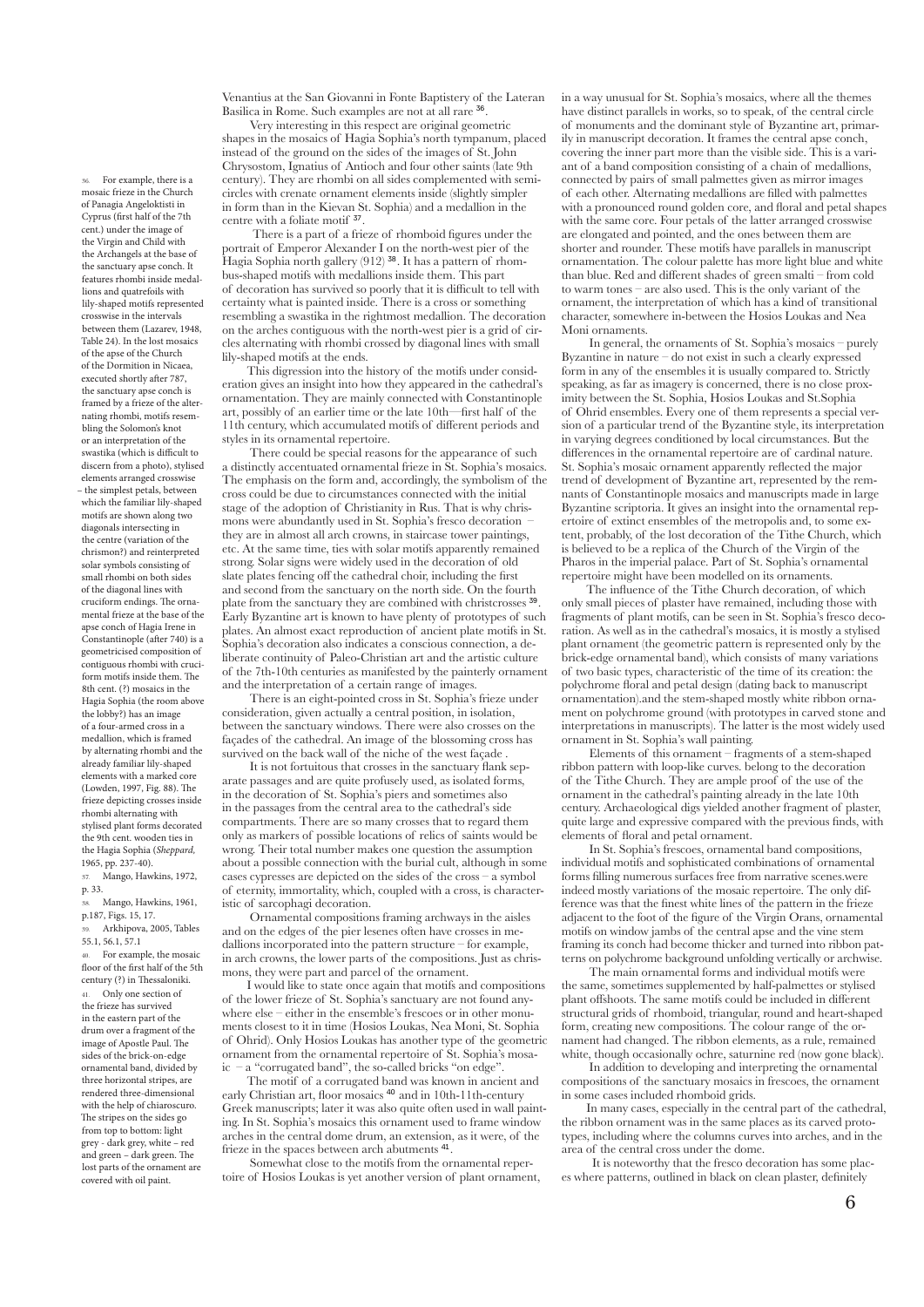Venantius at the San Giovanni in Fonte Baptistery of the Lateran Basilica in Rome. Such examples are not at all rare [36].

Very interesting in this respect are original geometric shapes in the mosaics of Hagia Sophia's north tympanum, placed instead of the ground on the sides of the images of St. John Chrysostom, Ignatius of Antioch and four other saints (late 9th century). They are rhombi on all sides complemented with semicircles with crenate ornament elements inside (slightly simpler in form than in the Kievan St. Sophia) and a medallion in the centre with a foliate motif [37].

There is a part of a frieze of rhomboid figures under the portrait of Emperor Alexander I on the north-west pier of the Hagia Sophia north gallery (912) [38]. It has a pattern of rhombus-shaped motifs with medallions inside them. This part of decoration has survived so poorly that it is difficult to tell with certainty what is painted inside. There is a cross or something resembling a swastika in the rightmost medallion. The decoration on the arches contiguous with the north-west pier is a grid of circles alternating with rhombi crossed by diagonal lines with small lily-shaped motifs at the ends.

This digression into the history of the motifs under consideration gives an insight into how they appeared in the cathedral's ornamentation. They are mainly connected with Constantinople art, possibly of an earlier time or the late 10th—first half of the 11th century, which accumulated motifs of different periods and styles in its ornamental repertoire.

There could be special reasons for the appearance of such a distinctly accentuated ornamental frieze in St. Sophia's mosaics. The emphasis on the form and, accordingly, the symbolism of the cross could be due to circumstances connected with the initial stage of the adoption of Christianity in Rus. That is why chrismons were abundantly used in St. Sophia's fresco decoration – they are in almost all arch crowns, in staircase tower paintings, etc. At the same time, ties with solar motifs apparently remained strong. Solar signs were widely used in the decoration of old slate plates fencing off the cathedral choir, including the first and second from the sanctuary on the north side. On the fourth plate from the sanctuary they are combined with christcrosses [39]. Early Byzantine art is known to have plenty of prototypes of such plates. An almost exact reproduction of ancient plate motifs in St. Sophia's decoration also indicates a conscious connection, a deliberate continuity of Paleo-Christian art and the artistic culture of the 7th-10th centuries as manifested by the painterly ornament and the interpretation of a certain range of images.

There is an eight-pointed cross in St. Sophia's frieze under consideration, given actually a central position, in isolation, between the sanctuary windows. There were also crosses on the façades of the cathedral. An image of the blossoming cross has survived on the back wall of the niche of the west façade .

It is not fortuitous that crosses in the sanctuary flank separate passages and are quite profusely used, as isolated forms, in the decoration of St. Sophia's piers and sometimes also in the passages from the central area to the cathedral's side compartments. There are so many crosses that to regard them only as markers of possible locations of relics of saints would be wrong. Their total number makes one question the assumption about a possible connection with the burial cult, although in some cases cypresses are depicted on the sides of the cross – a symbol of eternity, immortality, which, coupled with a cross, is characteristic of sarcophagi decoration.

Ornamental compositions framing archways in the aisles and on the edges of the pier lesenes often have crosses in medallions incorporated into the pattern structure – for example, in arch crowns, the lower parts of the compositions. Just as chrismons, they were part and parcel of the ornament.

I would like to state once again that motifs and compositions of the lower frieze of St. Sophia's sanctuary are not found anywhere else – either in the ensemble's frescoes or in other monuments closest to it in time (Hosios Loukas, Nea Moni, St. Sophia of Ohrid). Only Hosios Loukas has another type of the geometric ornament from the ornamental repertoire of St. Sophia's mosaic – a "corrugated band", the so-called bricks "on edge".

The motif of a corrugated band was known in ancient and early Christian art, floor mosaics [40] and in 10th-11th-century Greek manuscripts; later it was also quite often used in wall painting. In St. Sophia's mosaics this ornament used to frame window arches in the central dome drum, an extension, as it were, of the frieze in the spaces between arch abutments [41].

Somewhat close to the motifs from the ornamental repertoire of Hosios Loukas is yet another version of plant ornament, in a way unusual for St. Sophia's mosaics, where all the themes have distinct parallels in works, so to speak, of the central circle of monuments and the dominant style of Byzantine art, primarily in manuscript decoration. It frames the central apse conch, covering the inner part more than the visible side. This is a variant of a band composition consisting of a chain of medallions, connected by pairs of small palmettes given as mirror images of each other. Alternating medallions are filled with palmettes with a pronounced round golden core, and floral and petal shapes with the same core. Four petals of the latter arranged crosswise are elongated and pointed, and the ones between them are shorter and rounder. These motifs have parallels in manuscript ornamentation. The colour palette has more light blue and white than blue. Red and different shades of green smalti – from cold to warm tones – are also used. This is the only variant of the ornament, the interpretation of which has a kind of transitional character, somewhere in-between the Hosios Loukas and Nea Moni ornaments.

In general, the ornaments of St. Sophia's mosaics – purely Byzantine in nature – do not exist in such a clearly expressed form in any of the ensembles it is usually compared to. Strictly speaking, as far as imagery is concerned, there is no close proximity between the St. Sophia, Hosios Loukas and St.Sophia of Ohrid ensembles. Every one of them represents a special version of a particular trend of the Byzantine style, its interpretation in varying degrees conditioned by local circumstances. But the differences in the ornamental repertoire are of cardinal nature. St. Sophia's mosaic ornament apparently reflected the major trend of development of Byzantine art, represented by the remnants of Constantinople mosaics and manuscripts made in large Byzantine scriptoria. It gives an insight into the ornamental repertoire of extinct ensembles of the metropolis and, to some extent, probably, of the lost decoration of the Tithe Church, which is believed to be a replica of the Church of the Virgin of the Pharos in the imperial palace. Part of St. Sophia's ornamental repertoire might have been modelled on its ornaments.

The influence of the Tithe Church decoration, of which only small pieces of plaster have remained, including those with fragments of plant motifs, can be seen in St. Sophia's fresco decoration. As well as in the cathedral's mosaics, it is mostly a stylised plant ornament (the geometric pattern is represented only by the brick-edge ornamental band), which consists of many variations of two basic types, characteristic of the time of its creation: the polychrome floral and petal design (dating back to manuscript ornamentation).and the stem-shaped mostly white ribbon ornament on polychrome ground (with prototypes in carved stone and interpretations in manuscripts). The latter is the most widely used ornament in St. Sophia's wall painting.

Elements of this ornament – fragments of a stem-shaped ribbon pattern with loop-like curves. belong to the decoration of the Tithe Church. They are ample proof of the use of the ornament in the cathedral's painting already in the late 10th century. Archaeological digs yielded another fragment of plaster, quite large and expressive compared with the previous finds, with elements of floral and petal ornament.

In St. Sophia's frescoes, ornamental band compositions, individual motifs and sophisticated combinations of ornamental forms filling numerous surfaces free from narrative scenes.were indeed mostly variations of the mosaic repertoire. The only difference was that the finest white lines of the pattern in the frieze adjacent to the foot of the figure of the Virgin Orans, ornamental motifs on window jambs of the central apse and the vine stem framing its conch had become thicker and turned into ribbon patterns on polychrome background unfolding vertically or archwise.

The main ornamental forms and individual motifs were the same, sometimes supplemented by half-palmettes or stylised plant offshoots. The same motifs could be included in different structural grids of rhomboid, triangular, round and heart-shaped form, creating new compositions. The colour range of the ornament had changed. The ribbon elements, as a rule, remained white, though occasionally ochre, saturnine red (now gone black).

In addition to developing and interpreting the ornamental compositions of the sanctuary mosaics in frescoes, the ornament in some cases included rhomboid grids.

In many cases, especially in the central part of the cathedral, the ribbon ornament was in the same places as its carved prototypes, including where the columns curves into arches, and in the area of the central cross under the dome.

It is noteworthy that the fresco decoration has some places where patterns, outlined in black on clean plaster, definitely

---

36. For example, there is a mosaic frieze in the Church of Panagia Angeloktisti in Cyprus (first half of the 7th cent.) under the image of the Virgin and Child with the Archangels at the base of the sanctuary apse conch. It features rhombi inside medallions and quatrefoils with lily-shaped motifs represented crosswise in the intervals between them (Lazarev, 1948, Table 24). In the lost mosaics of the apse of the Church of the Dormition in Nicaea, executed shortly after 787, the sanctuary apse conch is framed by a frieze of the alternating rhombi, motifs resembling the Solomon's knot or an interpretation of the swastika (which is difficult to discern from a photo), stylised elements arranged crosswise – the simplest petals, between which the familiar lily-shaped motifs are shown along two diagonals intersecting in the centre (variation of the chrismon?) and reinterpreted solar symbols consisting of small rhombi on both sides of the diagonal lines with cruciform endings. The ornamental frieze at the base of the apse conch of Hagia Irene in Constantinople (after 740) is a geometricised composition of contiguous rhombi with cruciform motifs inside them. The 8th cent. (?) mosaics in the Hagia Sophia (the room above the lobby?) has an image of a four-armed cross in a medallion, which is framed by alternating rhombi and the already familiar lily-shaped elements with a marked core (Lowden, 1997, Fig. 88). The frieze depicting crosses inside rhombi alternating with stylised plant forms decorated the 9th cent. wooden ties in the Hagia Sophia (*Sheppard,* 1965, pp. 237-40).

37. Mango, Hawkins, 1972, p. 33.

38. Mango, Hawkins, 1961, p.187, Figs. 15, 17.

39. Arkhipova, 2005, Tables 55.1, 56.1, 57.1

40. For example, the mosaic floor of the first half of the 5th century (?) in Thessaloniki.

41. Only one section of the frieze has survived in the eastern part of the drum over a fragment of the image of Apostle Paul. The sides of the brick-on-edge ornamental band, divided by three horizontal stripes, are rendered three-dimensional with the help of chiaroscuro. The stripes on the sides go from top to bottom: light grey - dark grey, white – red and green – dark green. The lost parts of the ornament are covered with oil paint.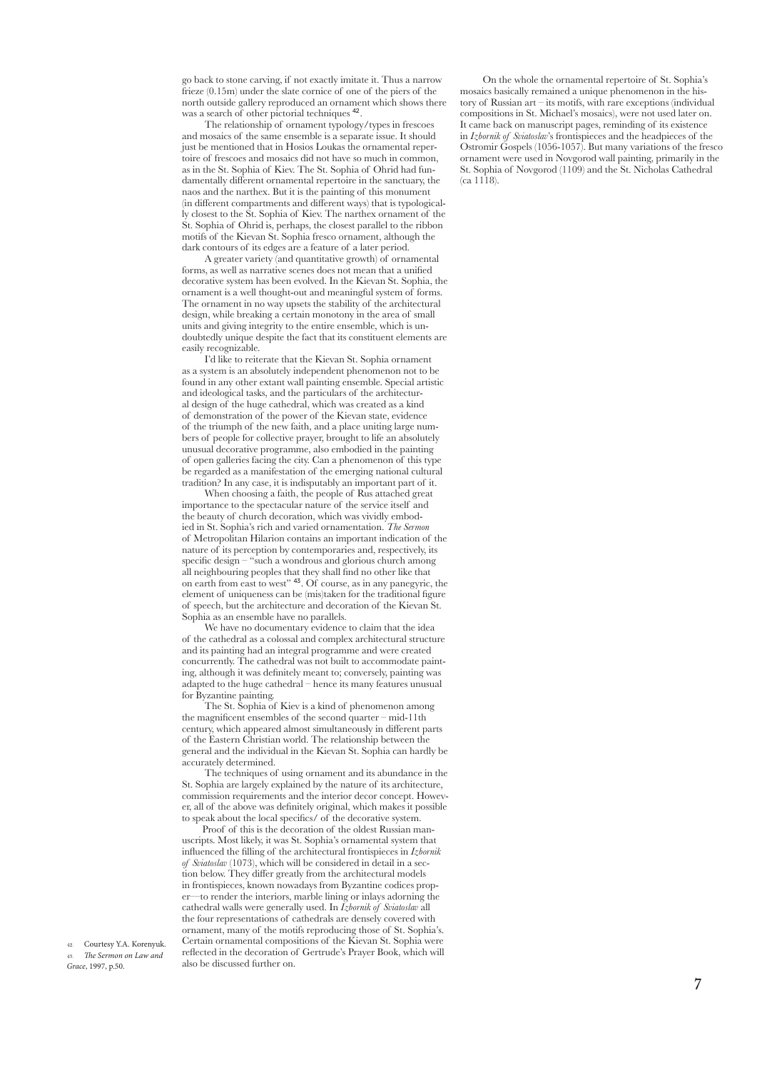go back to stone carving, if not exactly imitate it. Thus a narrow frieze (0.15m) under the slate cornice of one of the piers of the north outside gallery reproduced an ornament which shows there was a search of other pictorial techniques [42].

The relationship of ornament typology/types in frescoes and mosaics of the same ensemble is a separate issue. It should just be mentioned that in Hosios Loukas the ornamental repertoire of frescoes and mosaics did not have so much in common, as in the St. Sophia of Kiev. The St. Sophia of Ohrid had fundamentally different ornamental repertoire in the sanctuary, the naos and the narthex. But it is the painting of this monument (in different compartments and different ways) that is typologically closest to the St. Sophia of Kiev. The narthex ornament of the St. Sophia of Ohrid is, perhaps, the closest parallel to the ribbon motifs of the Kievan St. Sophia fresco ornament, although the dark contours of its edges are a feature of a later period.

A greater variety (and quantitative growth) of ornamental forms, as well as narrative scenes does not mean that a unified decorative system has been evolved. In the Kievan St. Sophia, the ornament is a well thought-out and meaningful system of forms. The ornament in no way upsets the stability of the architectural design, while breaking a certain monotony in the area of small units and giving integrity to the entire ensemble, which is undoubtedly unique despite the fact that its constituent elements are easily recognizable.

I'd like to reiterate that the Kievan St. Sophia ornament as a system is an absolutely independent phenomenon not to be found in any other extant wall painting ensemble. Special artistic and ideological tasks, and the particulars of the architectural design of the huge cathedral, which was created as a kind of demonstration of the power of the Kievan state, evidence of the triumph of the new faith, and a place uniting large numbers of people for collective prayer, brought to life an absolutely unusual decorative programme, also embodied in the painting of open galleries facing the city. Can a phenomenon of this type be regarded as a manifestation of the emerging national cultural tradition? In any case, it is indisputably an important part of it.

When choosing a faith, the people of Rus attached great importance to the spectacular nature of the service itself and the beauty of church decoration, which was vividly embodied in St. Sophia's rich and varied ornamentation. *The Sermon* of Metropolitan Hilarion contains an important indication of the nature of its perception by contemporaries and, respectively, its specific design – "such a wondrous and glorious church among all neighbouring peoples that they shall find no other like that on earth from east to west" [43]. Of course, as in any panegyric, the element of uniqueness can be (mis)taken for the traditional figure of speech, but the architecture and decoration of the Kievan St. Sophia as an ensemble have no parallels.

We have no documentary evidence to claim that the idea of the cathedral as a colossal and complex architectural structure and its painting had an integral programme and were created concurrently. The cathedral was not built to accommodate painting, although it was definitely meant to; conversely, painting was adapted to the huge cathedral – hence its many features unusual for Byzantine painting.

The St. Sophia of Kiev is a kind of phenomenon among the magnificent ensembles of the second quarter – mid-11th century, which appeared almost simultaneously in different parts of the Eastern Christian world. The relationship between the general and the individual in the Kievan St. Sophia can hardly be accurately determined.

The techniques of using ornament and its abundance in the St. Sophia are largely explained by the nature of its architecture, commission requirements and the interior decor concept. However, all of the above was definitely original, which makes it possible to speak about the local specifics/ of the decorative system.

Proof of this is the decoration of the oldest Russian manuscripts. Most likely, it was St. Sophia's ornamental system that influenced the filling of the architectural frontispieces in *Izbornik of Sviatoslav* (1073), which will be considered in detail in a section below. They differ greatly from the architectural models in frontispieces, known nowadays from Byzantine codices proper—to render the interiors, marble lining or inlays adorning the cathedral walls were generally used. In *Izbornik of Sviatoslav* all the four representations of cathedrals are densely covered with ornament, many of the motifs reproducing those of St. Sophia's. Certain ornamental compositions of the Kievan St. Sophia were reflected in the decoration of Gertrude's Prayer Book, which will also be discussed further on.

On the whole the ornamental repertoire of St. Sophia's mosaics basically remained a unique phenomenon in the history of Russian art – its motifs, with rare exceptions (individual compositions in St. Michael's mosaics), were not used later on. It came back on manuscript pages, reminding of its existence in *Izbornik of Sviatoslav*'s frontispieces and the headpieces of the Ostromir Gospels (1056-1057). But many variations of the fresco ornament were used in Novgorod wall painting, primarily in the St. Sophia of Novgorod (1109) and the St. Nicholas Cathedral (ca 1118).

---

42. Courtesy Y.A. Korenyuk.

43. *The Sermon on Law and Grace*, 1997, p.50.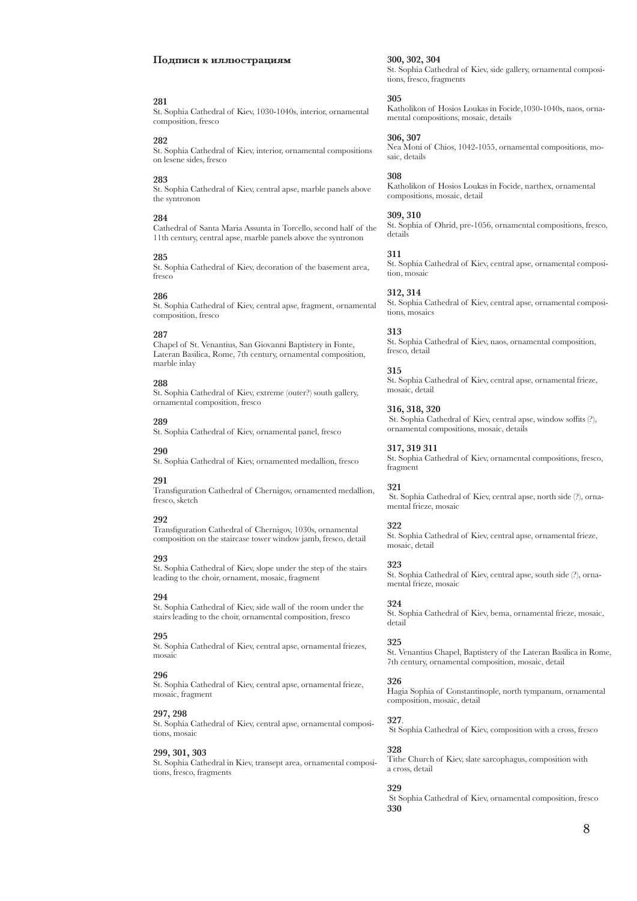## Подписи к иллюстрациям

**281**
St. Sophia Cathedral of Kiev, 1030-1040s, interior, ornamental composition, fresco

**282**
St. Sophia Cathedral of Kiev, interior, ornamental compositions on lesene sides, fresco

**283**
St. Sophia Cathedral of Kiev, central apse, marble panels above the syntronon

**284**
Cathedral of Santa Maria Assunta in Torcello, second half of the 11th century, central apse, marble panels above the syntronon

**285**
St. Sophia Cathedral of Kiev, decoration of the basement area, fresco

**286**
St. Sophia Cathedral of Kiev, central apse, fragment, ornamental composition, fresco

**287**
Chapel of St. Venantius, San Giovanni Baptistery in Fonte, Lateran Basilica, Rome, 7th century, ornamental composition, marble inlay

**288**
St. Sophia Cathedral of Kiev, extreme (outer?) south gallery, ornamental composition, fresco

**289**
St. Sophia Cathedral of Kiev, ornamental panel, fresco

**290**
St. Sophia Cathedral of Kiev, ornamented medallion, fresco

**291**
Transfiguration Cathedral of Chernigov, ornamented medallion, fresco, sketch

**292**
Transfiguration Cathedral of Chernigov, 1030s, ornamental composition on the staircase tower window jamb, fresco, detail

**293**
St. Sophia Cathedral of Kiev, slope under the step of the stairs leading to the choir, ornament, mosaic, fragment

**294**
St. Sophia Cathedral of Kiev, side wall of the room under the stairs leading to the choir, ornamental composition, fresco

**295**
St. Sophia Cathedral of Kiev, central apse, ornamental friezes, mosaic

**296**
St. Sophia Cathedral of Kiev, central apse, ornamental frieze, mosaic, fragment

**297, 298**
St. Sophia Cathedral of Kiev, central apse, ornamental compositions, mosaic

**299, 301, 303**
St. Sophia Cathedral in Kiev, transept area, ornamental compositions, fresco, fragments

**300, 302, 304**
St. Sophia Cathedral of Kiev, side gallery, ornamental compositions, fresco, fragments

**305**
Katholikon of Hosios Loukas in Focide,1030-1040s, naos, ornamental compositions, mosaic, details

**306, 307**
Nea Moni of Chios, 1042-1055, ornamental compositions, mosaic, details

**308**
Katholikon of Hosios Loukas in Focide, narthex, ornamental compositions, mosaic, detail

**309, 310**
St. Sophia of Ohrid, pre-1056, ornamental compositions, fresco, details

**311**
St. Sophia Cathedral of Kiev, central apse, ornamental composition, mosaic

**312, 314**
St. Sophia Cathedral of Kiev, central apse, ornamental compositions, mosaics

**313**
St. Sophia Cathedral of Kiev, naos, ornamental composition, fresco, detail

**315**
St. Sophia Cathedral of Kiev, central apse, ornamental frieze, mosaic, detail

**316, 318, 320**
St. Sophia Cathedral of Kiev, central apse, window soffits (?), ornamental compositions, mosaic, details

**317, 319 311**
St. Sophia Cathedral of Kiev, ornamental compositions, fresco, fragment

**321**
St. Sophia Cathedral of Kiev, central apse, north side (?), ornamental frieze, mosaic

**322**
St. Sophia Cathedral of Kiev, central apse, ornamental frieze, mosaic, detail

**323**
St. Sophia Cathedral of Kiev, central apse, south side (?), ornamental frieze, mosaic

**324**
St. Sophia Cathedral of Kiev, bema, ornamental frieze, mosaic, detail

**325**
St. Venantius Chapel, Baptistery of the Lateran Basilica in Rome, 7th century, ornamental composition, mosaic, detail

**326**
Hagia Sophia of Constantinople, north tympanum, ornamental composition, mosaic, detail

**327**.
St Sophia Cathedral of Kiev, composition with a cross, fresco

**328**
Tithe Church of Kiev, slate sarcophagus, composition with a cross, detail

**329**
St Sophia Cathedral of Kiev, ornamental composition, fresco

**330**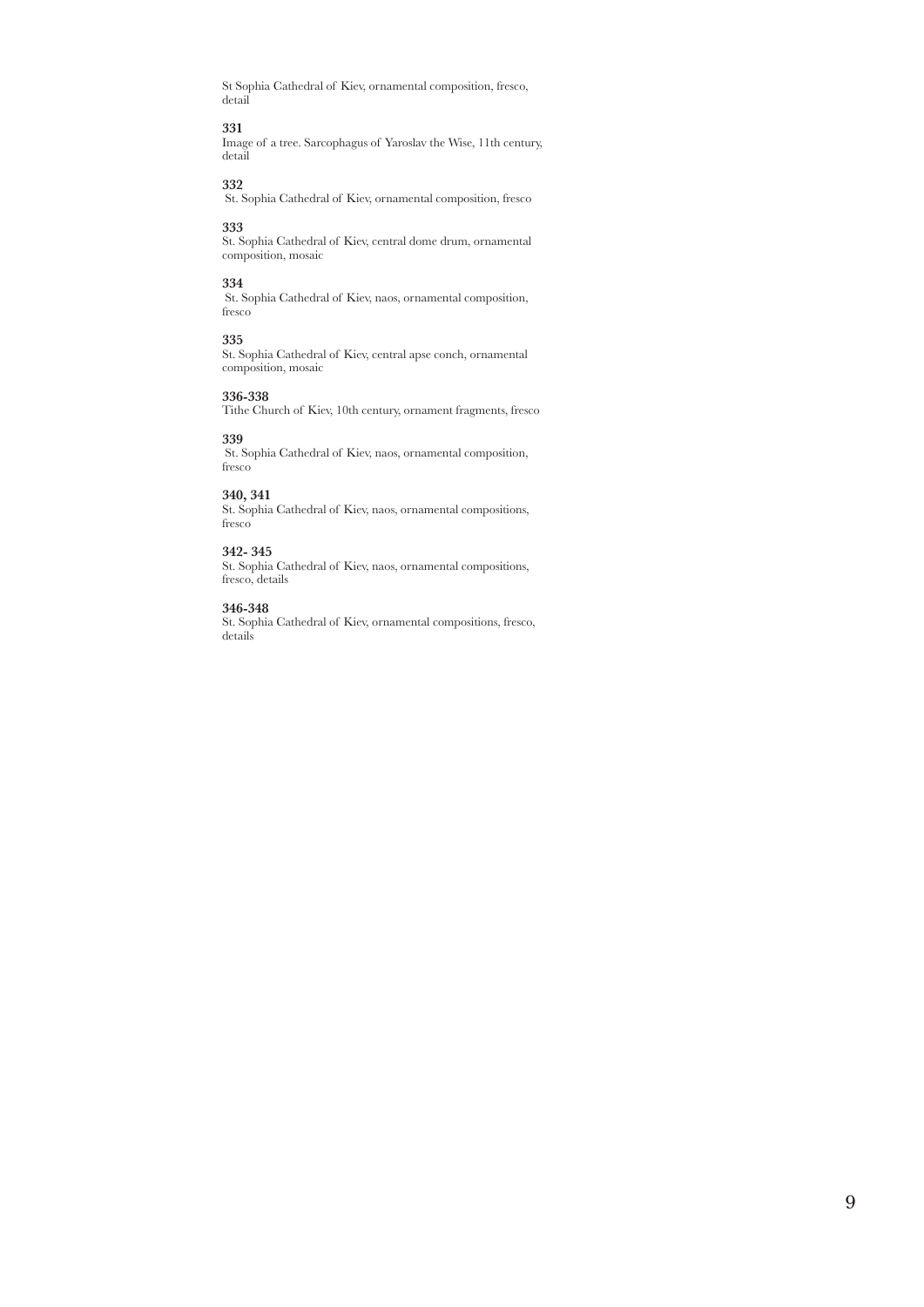St Sophia Cathedral of Kiev, ornamental composition, fresco, detail

**331**
Image of a tree. Sarcophagus of Yaroslav the Wise, 11th century, detail

**332**
St. Sophia Cathedral of Kiev, ornamental composition, fresco

**333**
St. Sophia Cathedral of Kiev, central dome drum, ornamental composition, mosaic

**334**
St. Sophia Cathedral of Kiev, naos, ornamental composition, fresco

**335**
St. Sophia Cathedral of Kiev, central apse conch, ornamental composition, mosaic

**336-338**
Tithe Church of Kiev, 10th century, ornament fragments, fresco

**339**
St. Sophia Cathedral of Kiev, naos, ornamental composition, fresco

**340, 341**
St. Sophia Cathedral of Kiev, naos, ornamental compositions, fresco

**342- 345**
St. Sophia Cathedral of Kiev, naos, ornamental compositions, fresco, details

**346-348**
St. Sophia Cathedral of Kiev, ornamental compositions, fresco, details